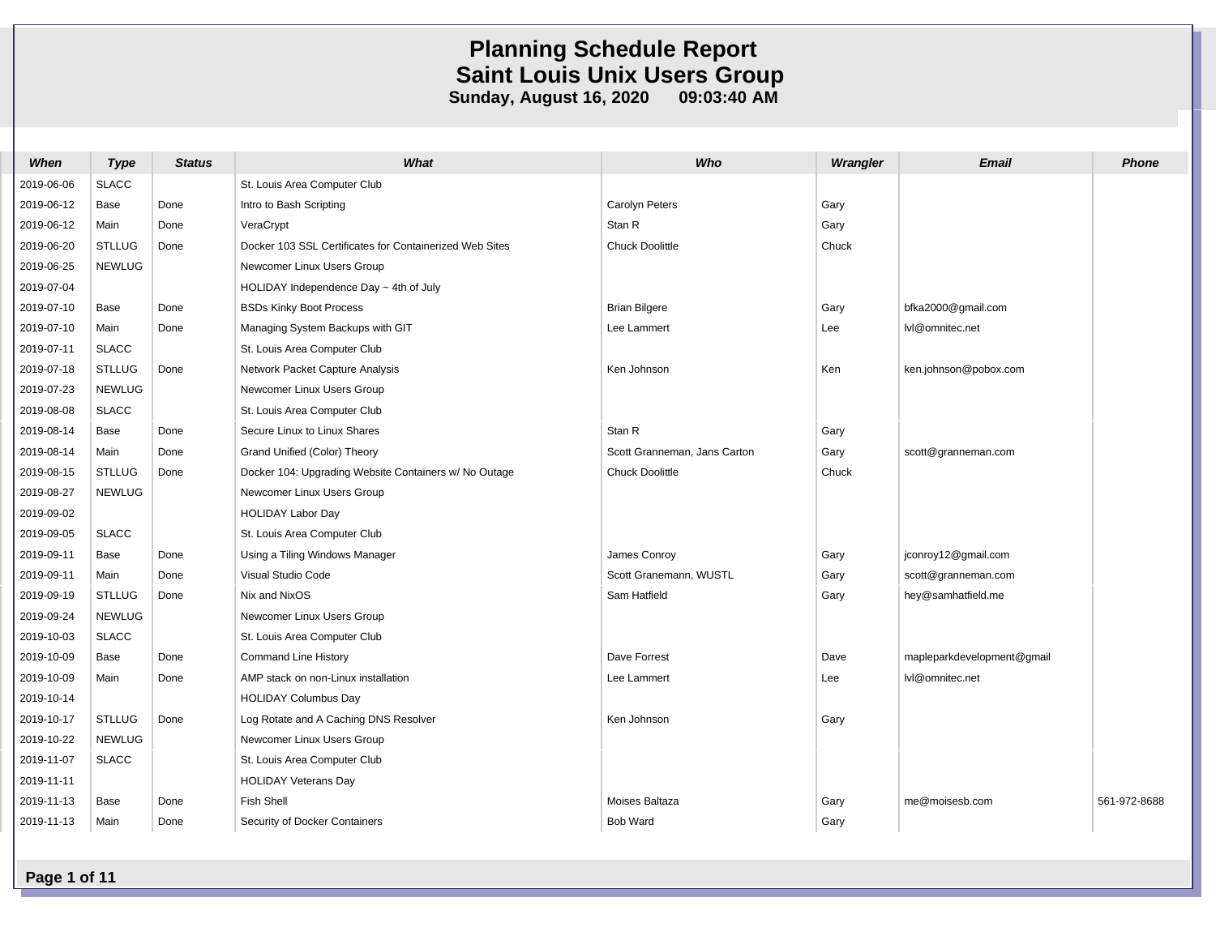# Planning Schedule Report
## Saint Louis Unix Users Group
**Sunday, August 16, 2020 09:03:40 AM**

| When | Type | Status | What | Who | Wrangler | Email | Phone |
|---|---|---|---|---|---|---|---|
| 2019-06-06 | SLACC | | St. Louis Area Computer Club | | | | |
| 2019-06-12 | Base | Done | Intro to Bash Scripting | Carolyn Peters | Gary | | |
| 2019-06-12 | Main | Done | VeraCrypt | Stan R | Gary | | |
| 2019-06-20 | STLLUG | Done | Docker 103 SSL Certificates for Containerized Web Sites | Chuck Doolittle | Chuck | | |
| 2019-06-25 | NEWLUG | | Newcomer Linux Users Group | | | | |
| 2019-07-04 | | | HOLIDAY Independence Day ~ 4th of July | | | | |
| 2019-07-10 | Base | Done | BSDs Kinky Boot Process | Brian Bilgere | Gary | bfka2000@gmail.com | |
| 2019-07-10 | Main | Done | Managing System Backups with GIT | Lee Lammert | Lee | lvl@omnitec.net | |
| 2019-07-11 | SLACC | | St. Louis Area Computer Club | | | | |
| 2019-07-18 | STLLUG | Done | Network Packet Capture Analysis | Ken Johnson | Ken | ken.johnson@pobox.com | |
| 2019-07-23 | NEWLUG | | Newcomer Linux Users Group | | | | |
| 2019-08-08 | SLACC | | St. Louis Area Computer Club | | | | |
| 2019-08-14 | Base | Done | Secure Linux to Linux Shares | Stan R | Gary | | |
| 2019-08-14 | Main | Done | Grand Unified (Color) Theory | Scott Granneman, Jans Carton | Gary | scott@granneman.com | |
| 2019-08-15 | STLLUG | Done | Docker 104: Upgrading Website Containers w/ No Outage | Chuck Doolittle | Chuck | | |
| 2019-08-27 | NEWLUG | | Newcomer Linux Users Group | | | | |
| 2019-09-02 | | | HOLIDAY Labor Day | | | | |
| 2019-09-05 | SLACC | | St. Louis Area Computer Club | | | | |
| 2019-09-11 | Base | Done | Using a Tiling Windows Manager | James Conroy | Gary | jconroy12@gmail.com | |
| 2019-09-11 | Main | Done | Visual Studio Code | Scott Granemann, WUSTL | Gary | scott@granneman.com | |
| 2019-09-19 | STLLUG | Done | Nix and NixOS | Sam Hatfield | Gary | hey@samhatfield.me | |
| 2019-09-24 | NEWLUG | | Newcomer Linux Users Group | | | | |
| 2019-10-03 | SLACC | | St. Louis Area Computer Club | | | | |
| 2019-10-09 | Base | Done | Command Line History | Dave Forrest | Dave | mapleparkdevelopment@gmail | |
| 2019-10-09 | Main | Done | AMP stack on non-Linux installation | Lee Lammert | Lee | lvl@omnitec.net | |
| 2019-10-14 | | | HOLIDAY Columbus Day | | | | |
| 2019-10-17 | STLLUG | Done | Log Rotate and A Caching DNS Resolver | Ken Johnson | Gary | | |
| 2019-10-22 | NEWLUG | | Newcomer Linux Users Group | | | | |
| 2019-11-07 | SLACC | | St. Louis Area Computer Club | | | | |
| 2019-11-11 | | | HOLIDAY Veterans Day | | | | |
| 2019-11-13 | Base | Done | Fish Shell | Moises Baltaza | Gary | me@moisesb.com | 561-972-8688 |
| 2019-11-13 | Main | Done | Security of Docker Containers | Bob Ward | Gary | | |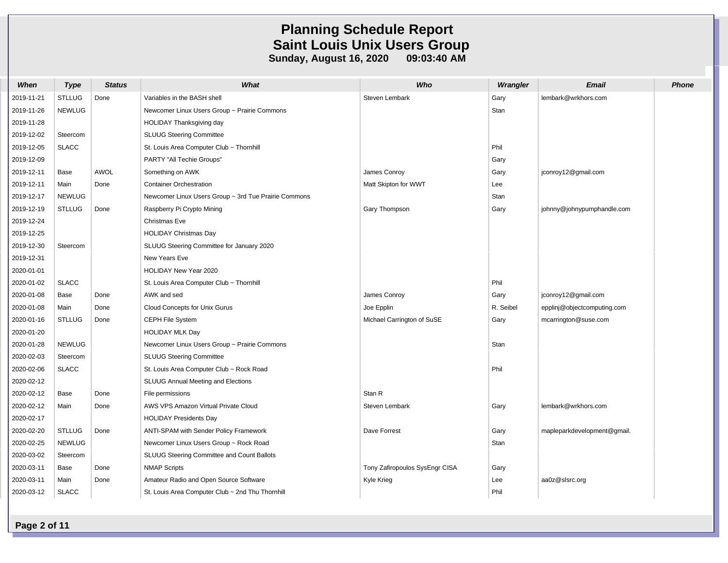# Planning Schedule Report
## Saint Louis Unix Users Group
**Sunday, August 16, 2020     09:03:40 AM**

| When | Type | Status | What | Who | Wrangler | Email | Phone |
|---|---|---|---|---|---|---|---|
| 2019-11-21 | STLLUG | Done | Variables in the BASH shell | Steven Lembark | Gary | lembark@wrkhors.com | |
| 2019-11-26 | NEWLUG | | Newcomer Linux Users Group ~ Prairie Commons | | Stan | | |
| 2019-11-28 | | | HOLIDAY Thanksgiving day | | | | |
| 2019-12-02 | Steercom | | SLUUG Steering Committee | | | | |
| 2019-12-05 | SLACC | | St. Louis Area Computer Club ~ Thornhill | | Phil | | |
| 2019-12-09 | | | PARTY "All Techie Groups" | | Gary | | |
| 2019-12-11 | Base | AWOL | Something on AWK | James Conroy | Gary | jconroy12@gmail.com | |
| 2019-12-11 | Main | Done | Container Orchestration | Matt Skipton for WWT | Lee | | |
| 2019-12-17 | NEWLUG | | Newcomer Linux Users Group ~ 3rd Tue Prairie Commons | | Stan | | |
| 2019-12-19 | STLLUG | Done | Raspberry Pi Crypto Mining | Gary Thompson | Gary | johnny@johnypumphandle.com | |
| 2019-12-24 | | | Christmas Eve | | | | |
| 2019-12-25 | | | HOLIDAY Christmas Day | | | | |
| 2019-12-30 | Steercom | | SLUUG Steering Committee for January 2020 | | | | |
| 2019-12-31 | | | New Years Eve | | | | |
| 2020-01-01 | | | HOLIDAY New Year 2020 | | | | |
| 2020-01-02 | SLACC | | St. Louis Area Computer Club ~ Thornhill | | Phil | | |
| 2020-01-08 | Base | Done | AWK and sed | James Conroy | Gary | jconroy12@gmail.com | |
| 2020-01-08 | Main | Done | Cloud Concepts for Unix Gurus | Joe Epplin | R. Seibel | epplinj@objectcomputing.com | |
| 2020-01-16 | STLLUG | Done | CEPH File System | Michael Carrington of SuSE | Gary | mcarrington@suse.com | |
| 2020-01-20 | | | HOLIDAY MLK Day | | | | |
| 2020-01-28 | NEWLUG | | Newcomer Linux Users Group ~ Prairie Commons | | Stan | | |
| 2020-02-03 | Steercom | | SLUUG Steering Committee | | | | |
| 2020-02-06 | SLACC | | St. Louis Area Computer Club ~ Rock Road | | Phil | | |
| 2020-02-12 | | | SLUUG Annual Meeting and Elections | | | | |
| 2020-02-12 | Base | Done | File permissions | Stan R | | | |
| 2020-02-12 | Main | Done | AWS VPS Amazon Virtual Private Cloud | Steven Lembark | Gary | lembark@wrkhors.com | |
| 2020-02-17 | | | HOLIDAY Presidents Day | | | | |
| 2020-02-20 | STLLUG | Done | ANTI-SPAM with Sender Policy Framework | Dave Forrest | Gary | mapleparkdevelopment@gmail. | |
| 2020-02-25 | NEWLUG | | Newcomer Linux Users Group ~ Rock Road | | Stan | | |
| 2020-03-02 | Steercom | | SLUUG Steering Committee and Count Ballots | | | | |
| 2020-03-11 | Base | Done | NMAP Scripts | Tony Zafiropoulos SysEngr CISA | Gary | | |
| 2020-03-11 | Main | Done | Amateur Radio and Open Source Software | Kyle Krieg | Lee | aa0z@slsrc.org | |
| 2020-03-12 | SLACC | | St. Louis Area Computer Club ~ 2nd Thu Thornhill | | Phil | | |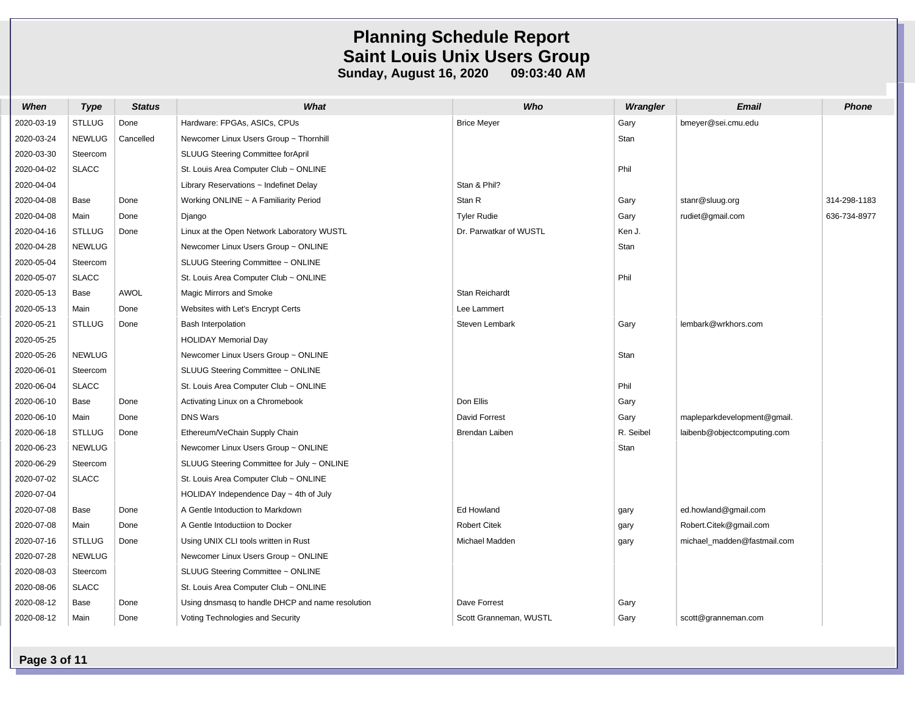# Planning Schedule Report
## Saint Louis Unix Users Group
**Sunday, August 16, 2020 09:03:40 AM**

| When | Type | Status | What | Who | Wrangler | Email | Phone |
|---|---|---|---|---|---|---|---|
| 2020-03-19 | STLLUG | Done | Hardware: FPGAs, ASICs, CPUs | Brice Meyer | Gary | bmeyer@sei.cmu.edu | |
| 2020-03-24 | NEWLUG | Cancelled | Newcomer Linux Users Group ~ Thornhill | | Stan | | |
| 2020-03-30 | Steercom | | SLUUG Steering Committee forApril | | | | |
| 2020-04-02 | SLACC | | St. Louis Area Computer Club ~ ONLINE | | Phil | | |
| 2020-04-04 | | | Library Reservations ~ Indefinet Delay | Stan & Phil? | | | |
| 2020-04-08 | Base | Done | Working ONLINE ~ A Familiarity Period | Stan R | Gary | stanr@sluug.org | 314-298-1183 |
| 2020-04-08 | Main | Done | Django | Tyler Rudie | Gary | rudiet@gmail.com | 636-734-8977 |
| 2020-04-16 | STLLUG | Done | Linux at the Open Network Laboratory WUSTL | Dr. Parwatkar of WUSTL | Ken J. | | |
| 2020-04-28 | NEWLUG | | Newcomer Linux Users Group ~ ONLINE | | Stan | | |
| 2020-05-04 | Steercom | | SLUUG Steering Committee ~ ONLINE | | | | |
| 2020-05-07 | SLACC | | St. Louis Area Computer Club ~ ONLINE | | Phil | | |
| 2020-05-13 | Base | AWOL | Magic Mirrors and Smoke | Stan Reichardt | | | |
| 2020-05-13 | Main | Done | Websites with Let's Encrypt Certs | Lee Lammert | | | |
| 2020-05-21 | STLLUG | Done | Bash Interpolation | Steven Lembark | Gary | lembark@wrkhors.com | |
| 2020-05-25 | | | HOLIDAY Memorial Day | | | | |
| 2020-05-26 | NEWLUG | | Newcomer Linux Users Group ~ ONLINE | | Stan | | |
| 2020-06-01 | Steercom | | SLUUG Steering Committee ~ ONLINE | | | | |
| 2020-06-04 | SLACC | | St. Louis Area Computer Club ~ ONLINE | | Phil | | |
| 2020-06-10 | Base | Done | Activating Linux on a Chromebook | Don Ellis | Gary | | |
| 2020-06-10 | Main | Done | DNS Wars | David Forrest | Gary | mapleparkdevelopment@gmail. | |
| 2020-06-18 | STLLUG | Done | Ethereum/VeChain Supply Chain | Brendan Laiben | R. Seibel | laibenb@objectcomputing.com | |
| 2020-06-23 | NEWLUG | | Newcomer Linux Users Group ~ ONLINE | | Stan | | |
| 2020-06-29 | Steercom | | SLUUG Steering Committee for July ~ ONLINE | | | | |
| 2020-07-02 | SLACC | | St. Louis Area Computer Club ~ ONLINE | | | | |
| 2020-07-04 | | | HOLIDAY Independence Day ~ 4th of July | | | | |
| 2020-07-08 | Base | Done | A Gentle Intoduction to Markdown | Ed Howland | gary | ed.howland@gmail.com | |
| 2020-07-08 | Main | Done | A Gentle Intoductiion to Docker | Robert Citek | gary | Robert.Citek@gmail.com | |
| 2020-07-16 | STLLUG | Done | Using UNIX CLI tools written in Rust | Michael Madden | gary | michael_madden@fastmail.com | |
| 2020-07-28 | NEWLUG | | Newcomer Linux Users Group ~ ONLINE | | | | |
| 2020-08-03 | Steercom | | SLUUG Steering Committee ~ ONLINE | | | | |
| 2020-08-06 | SLACC | | St. Louis Area Computer Club ~ ONLINE | | | | |
| 2020-08-12 | Base | Done | Using dnsmasq to handle DHCP and name resolution | Dave Forrest | Gary | | |
| 2020-08-12 | Main | Done | Voting Technologies and Security | Scott Granneman, WUSTL | Gary | scott@granneman.com | |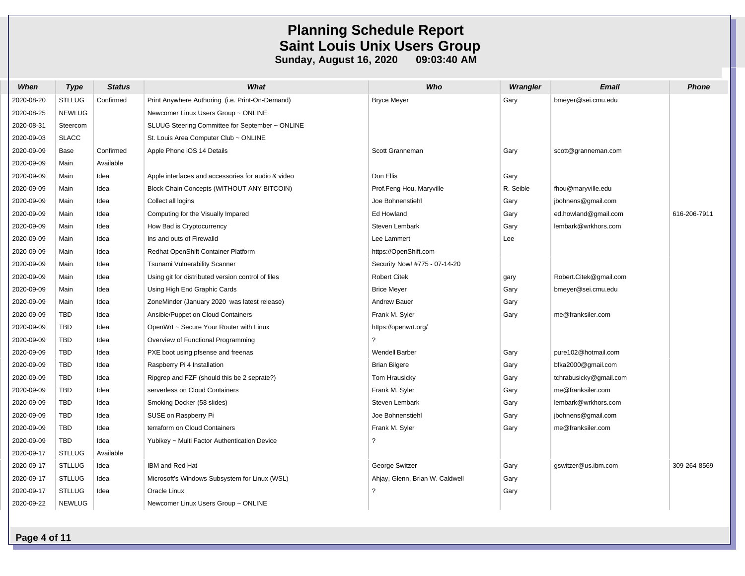# Planning Schedule Report
## Saint Louis Unix Users Group
### Sunday, August 16, 2020 09:03:40 AM

| When | Type | Status | What | Who | Wrangler | Email | Phone |
|---|---|---|---|---|---|---|---|
| 2020-08-20 | STLLUG | Confirmed | Print Anywhere Authoring (i.e. Print-On-Demand) | Bryce Meyer | Gary | bmeyer@sei.cmu.edu | |
| 2020-08-25 | NEWLUG | | Newcomer Linux Users Group ~ ONLINE | | | | |
| 2020-08-31 | Steercom | | SLUUG Steering Committee for September ~ ONLINE | | | | |
| 2020-09-03 | SLACC | | St. Louis Area Computer Club ~ ONLINE | | | | |
| 2020-09-09 | Base | Confirmed | Apple Phone iOS 14 Details | Scott Granneman | Gary | scott@granneman.com | |
| 2020-09-09 | Main | Available | | | | | |
| 2020-09-09 | Main | Idea | Apple interfaces and accessories for audio & video | Don Ellis | Gary | | |
| 2020-09-09 | Main | Idea | Block Chain Concepts (WITHOUT ANY BITCOIN) | Prof.Feng Hou, Maryville | R. Seible | fhou@maryville.edu | |
| 2020-09-09 | Main | Idea | Collect all logins | Joe Bohnenstiehl | Gary | jbohnens@gmail.com | |
| 2020-09-09 | Main | Idea | Computing for the Visually Impared | Ed Howland | Gary | ed.howland@gmail.com | 616-206-7911 |
| 2020-09-09 | Main | Idea | How Bad is Cryptocurrency | Steven Lembark | Gary | lembark@wrkhors.com | |
| 2020-09-09 | Main | Idea | Ins and outs of Firewalld | Lee Lammert | Lee | | |
| 2020-09-09 | Main | Idea | Redhat OpenShift Container Platform | https://OpenShift.com | | | |
| 2020-09-09 | Main | Idea | Tsunami Vulnerability Scanner | Security Now! #775 - 07-14-20 | | | |
| 2020-09-09 | Main | Idea | Using git for distributed version control of files | Robert Citek | gary | Robert.Citek@gmail.com | |
| 2020-09-09 | Main | Idea | Using High End Graphic Cards | Brice Meyer | Gary | bmeyer@sei.cmu.edu | |
| 2020-09-09 | Main | Idea | ZoneMinder (January 2020 was latest release) | Andrew Bauer | Gary | | |
| 2020-09-09 | TBD | Idea | Ansible/Puppet on Cloud Containers | Frank M. Syler | Gary | me@franksiler.com | |
| 2020-09-09 | TBD | Idea | OpenWrt ~ Secure Your Router with Linux | https://openwrt.org/ | | | |
| 2020-09-09 | TBD | Idea | Overview of Functional Programming | ? | | | |
| 2020-09-09 | TBD | Idea | PXE boot using pfsense and freenas | Wendell Barber | Gary | pure102@hotmail.com | |
| 2020-09-09 | TBD | Idea | Raspberry Pi 4 Installation | Brian Bilgere | Gary | bfka2000@gmail.com | |
| 2020-09-09 | TBD | Idea | Ripgrep and FZF (should this be 2 seprate?) | Tom Hrausicky | Gary | tchrabusicky@gmail.com | |
| 2020-09-09 | TBD | Idea | serverless on Cloud Containers | Frank M. Syler | Gary | me@franksiler.com | |
| 2020-09-09 | TBD | Idea | Smoking Docker (58 slides) | Steven Lembark | Gary | lembark@wrkhors.com | |
| 2020-09-09 | TBD | Idea | SUSE on Raspberry Pi | Joe Bohnenstiehl | Gary | jbohnens@gmail.com | |
| 2020-09-09 | TBD | Idea | terraform on Cloud Containers | Frank M. Syler | Gary | me@franksiler.com | |
| 2020-09-09 | TBD | Idea | Yubikey ~ Multi Factor Authentication Device | ? | | | |
| 2020-09-17 | STLLUG | Available | | | | | |
| 2020-09-17 | STLLUG | Idea | IBM and Red Hat | George Switzer | Gary | gswitzer@us.ibm.com | 309-264-8569 |
| 2020-09-17 | STLLUG | Idea | Microsoft's Windows Subsystem for Linux (WSL) | Ahjay, Glenn, Brian W. Caldwell | Gary | | |
| 2020-09-17 | STLLUG | Idea | Oracle Linux | ? | Gary | | |
| 2020-09-22 | NEWLUG | | Newcomer Linux Users Group ~ ONLINE | | | | |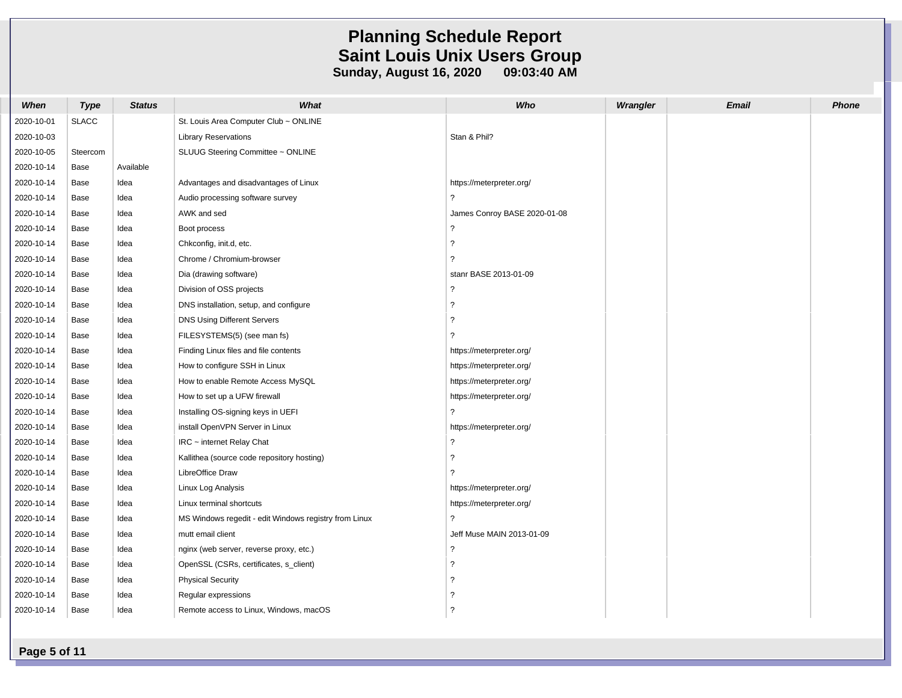# Planning Schedule Report
## Saint Louis Unix Users Group
**Sunday, August 16, 2020 09:03:40 AM**

| When | Type | Status | What | Who | Wrangler | Email | Phone |
|---|---|---|---|---|---|---|---|
| 2020-10-01 | SLACC | | St. Louis Area Computer Club ~ ONLINE | | | | |
| 2020-10-03 | | | Library Reservations | Stan & Phil? | | | |
| 2020-10-05 | Steercom | | SLUUG Steering Committee ~ ONLINE | | | | |
| 2020-10-14 | Base | Available | | | | | |
| 2020-10-14 | Base | Idea | Advantages and disadvantages of Linux | https://meterpreter.org/ | | | |
| 2020-10-14 | Base | Idea | Audio processing software survey | ? | | | |
| 2020-10-14 | Base | Idea | AWK and sed | James Conroy BASE 2020-01-08 | | | |
| 2020-10-14 | Base | Idea | Boot process | ? | | | |
| 2020-10-14 | Base | Idea | Chkconfig, init.d, etc. | ? | | | |
| 2020-10-14 | Base | Idea | Chrome / Chromium-browser | ? | | | |
| 2020-10-14 | Base | Idea | Dia (drawing software) | stanr BASE 2013-01-09 | | | |
| 2020-10-14 | Base | Idea | Division of OSS projects | ? | | | |
| 2020-10-14 | Base | Idea | DNS installation, setup, and configure | ? | | | |
| 2020-10-14 | Base | Idea | DNS Using Different Servers | ? | | | |
| 2020-10-14 | Base | Idea | FILESYSTEMS(5) (see man fs) | ? | | | |
| 2020-10-14 | Base | Idea | Finding Linux files and file contents | https://meterpreter.org/ | | | |
| 2020-10-14 | Base | Idea | How to configure SSH in Linux | https://meterpreter.org/ | | | |
| 2020-10-14 | Base | Idea | How to enable Remote Access MySQL | https://meterpreter.org/ | | | |
| 2020-10-14 | Base | Idea | How to set up a UFW firewall | https://meterpreter.org/ | | | |
| 2020-10-14 | Base | Idea | Installing OS-signing keys in UEFI | ? | | | |
| 2020-10-14 | Base | Idea | install OpenVPN Server in Linux | https://meterpreter.org/ | | | |
| 2020-10-14 | Base | Idea | IRC ~ internet Relay Chat | ? | | | |
| 2020-10-14 | Base | Idea | Kallithea (source code repository hosting) | ? | | | |
| 2020-10-14 | Base | Idea | LibreOffice Draw | ? | | | |
| 2020-10-14 | Base | Idea | Linux Log Analysis | https://meterpreter.org/ | | | |
| 2020-10-14 | Base | Idea | Linux terminal shortcuts | https://meterpreter.org/ | | | |
| 2020-10-14 | Base | Idea | MS Windows regedit - edit Windows registry from Linux | ? | | | |
| 2020-10-14 | Base | Idea | mutt email client | Jeff Muse MAIN 2013-01-09 | | | |
| 2020-10-14 | Base | Idea | nginx (web server, reverse proxy, etc.) | ? | | | |
| 2020-10-14 | Base | Idea | OpenSSL (CSRs, certificates, s_client) | ? | | | |
| 2020-10-14 | Base | Idea | Physical Security | ? | | | |
| 2020-10-14 | Base | Idea | Regular expressions | ? | | | |
| 2020-10-14 | Base | Idea | Remote access to Linux, Windows, macOS | ? | | | |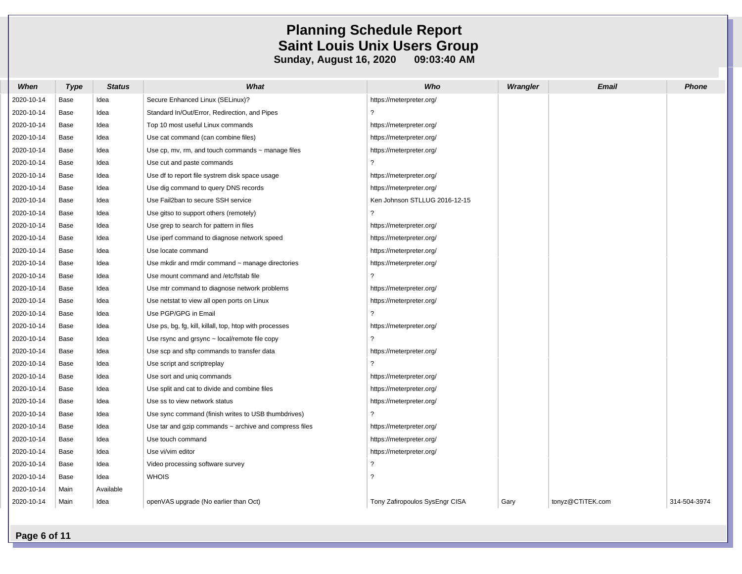# Planning Schedule Report
## Saint Louis Unix Users Group
**Sunday, August 16, 2020 09:03:40 AM**

| When | Type | Status | What | Who | Wrangler | Email | Phone |
|---|---|---|---|---|---|---|---|
| 2020-10-14 | Base | Idea | Secure Enhanced Linux (SELinux)? | https://meterpreter.org/ | | | |
| 2020-10-14 | Base | Idea | Standard In/Out/Error, Redirection, and Pipes | ? | | | |
| 2020-10-14 | Base | Idea | Top 10 most useful Linux commands | https://meterpreter.org/ | | | |
| 2020-10-14 | Base | Idea | Use cat command (can combine files) | https://meterpreter.org/ | | | |
| 2020-10-14 | Base | Idea | Use cp, mv, rm, and touch commands ~ manage files | https://meterpreter.org/ | | | |
| 2020-10-14 | Base | Idea | Use cut and paste commands | ? | | | |
| 2020-10-14 | Base | Idea | Use df to report file systrem disk space usage | https://meterpreter.org/ | | | |
| 2020-10-14 | Base | Idea | Use dig command to query DNS records | https://meterpreter.org/ | | | |
| 2020-10-14 | Base | Idea | Use Fail2ban to secure SSH service | Ken Johnson STLLUG 2016-12-15 | | | |
| 2020-10-14 | Base | Idea | Use gitso to support others (remotely) | ? | | | |
| 2020-10-14 | Base | Idea | Use grep to search for pattern in files | https://meterpreter.org/ | | | |
| 2020-10-14 | Base | Idea | Use iperf command to diagnose network speed | https://meterpreter.org/ | | | |
| 2020-10-14 | Base | Idea | Use locate command | https://meterpreter.org/ | | | |
| 2020-10-14 | Base | Idea | Use mkdir and rmdir command ~ manage directories | https://meterpreter.org/ | | | |
| 2020-10-14 | Base | Idea | Use mount command and /etc/fstab file | ? | | | |
| 2020-10-14 | Base | Idea | Use mtr command to diagnose network problems | https://meterpreter.org/ | | | |
| 2020-10-14 | Base | Idea | Use netstat to view all open ports on Linux | https://meterpreter.org/ | | | |
| 2020-10-14 | Base | Idea | Use PGP/GPG in Email | ? | | | |
| 2020-10-14 | Base | Idea | Use ps, bg, fg, kill, killall, top, htop with processes | https://meterpreter.org/ | | | |
| 2020-10-14 | Base | Idea | Use rsync and grsync ~ local/remote file copy | ? | | | |
| 2020-10-14 | Base | Idea | Use scp and sftp commands to transfer data | https://meterpreter.org/ | | | |
| 2020-10-14 | Base | Idea | Use script and scriptreplay | ? | | | |
| 2020-10-14 | Base | Idea | Use sort and uniq commands | https://meterpreter.org/ | | | |
| 2020-10-14 | Base | Idea | Use split and cat to divide and combine files | https://meterpreter.org/ | | | |
| 2020-10-14 | Base | Idea | Use ss to view network status | https://meterpreter.org/ | | | |
| 2020-10-14 | Base | Idea | Use sync command (finish writes to USB thumbdrives) | ? | | | |
| 2020-10-14 | Base | Idea | Use tar and gzip commands ~ archive and compress files | https://meterpreter.org/ | | | |
| 2020-10-14 | Base | Idea | Use touch command | https://meterpreter.org/ | | | |
| 2020-10-14 | Base | Idea | Use vi/vim editor | https://meterpreter.org/ | | | |
| 2020-10-14 | Base | Idea | Video processing software survey | ? | | | |
| 2020-10-14 | Base | Idea | WHOIS | ? | | | |
| 2020-10-14 | Main | Available | | | | | |
| 2020-10-14 | Main | Idea | openVAS upgrade (No earlier than Oct) | Tony Zafiropoulos SysEngr CISA | Gary | tonyz@CTiTEK.com | 314-504-3974 |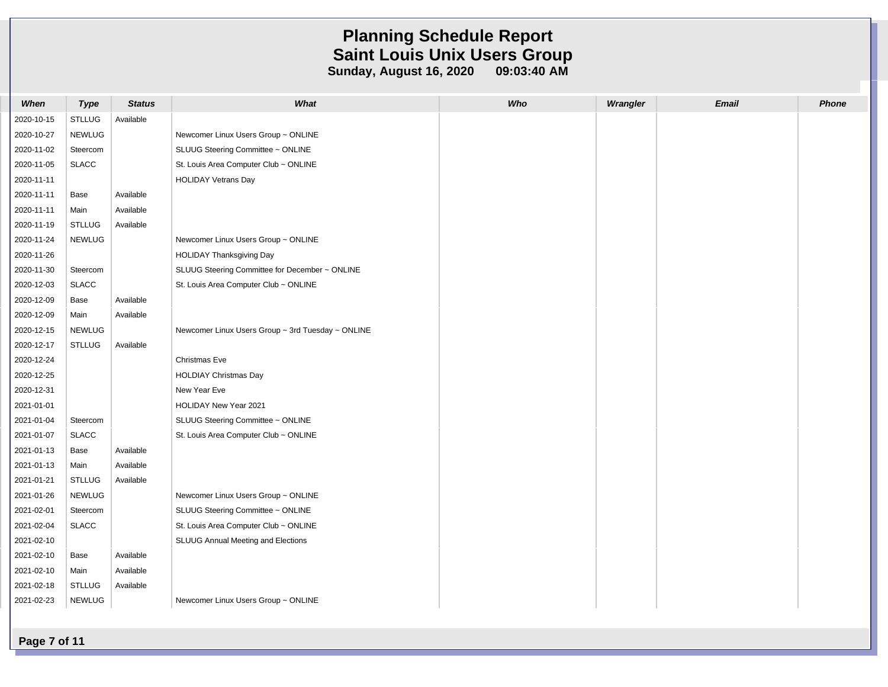# Planning Schedule Report

## Saint Louis Unix Users Group

**Sunday, August 16, 2020 09:03:40 AM**

| When | Type | Status | What | Who | Wrangler | Email | Phone |
|---|---|---|---|---|---|---|---|
| 2020-10-15 | STLLUG | Available | | | | | |
| 2020-10-27 | NEWLUG | | Newcomer Linux Users Group ~ ONLINE | | | | |
| 2020-11-02 | Steercom | | SLUUG Steering Committee ~ ONLINE | | | | |
| 2020-11-05 | SLACC | | St. Louis Area Computer Club ~ ONLINE | | | | |
| 2020-11-11 | | | HOLIDAY Vetrans Day | | | | |
| 2020-11-11 | Base | Available | | | | | |
| 2020-11-11 | Main | Available | | | | | |
| 2020-11-19 | STLLUG | Available | | | | | |
| 2020-11-24 | NEWLUG | | Newcomer Linux Users Group ~ ONLINE | | | | |
| 2020-11-26 | | | HOLIDAY Thanksgiving Day | | | | |
| 2020-11-30 | Steercom | | SLUUG Steering Committee for December ~ ONLINE | | | | |
| 2020-12-03 | SLACC | | St. Louis Area Computer Club ~ ONLINE | | | | |
| 2020-12-09 | Base | Available | | | | | |
| 2020-12-09 | Main | Available | | | | | |
| 2020-12-15 | NEWLUG | | Newcomer Linux Users Group ~ 3rd Tuesday ~ ONLINE | | | | |
| 2020-12-17 | STLLUG | Available | | | | | |
| 2020-12-24 | | | Christmas Eve | | | | |
| 2020-12-25 | | | HOLDIAY Christmas Day | | | | |
| 2020-12-31 | | | New Year Eve | | | | |
| 2021-01-01 | | | HOLIDAY New Year 2021 | | | | |
| 2021-01-04 | Steercom | | SLUUG Steering Committee ~ ONLINE | | | | |
| 2021-01-07 | SLACC | | St. Louis Area Computer Club ~ ONLINE | | | | |
| 2021-01-13 | Base | Available | | | | | |
| 2021-01-13 | Main | Available | | | | | |
| 2021-01-21 | STLLUG | Available | | | | | |
| 2021-01-26 | NEWLUG | | Newcomer Linux Users Group ~ ONLINE | | | | |
| 2021-02-01 | Steercom | | SLUUG Steering Committee ~ ONLINE | | | | |
| 2021-02-04 | SLACC | | St. Louis Area Computer Club ~ ONLINE | | | | |
| 2021-02-10 | | | SLUUG Annual Meeting and Elections | | | | |
| 2021-02-10 | Base | Available | | | | | |
| 2021-02-10 | Main | Available | | | | | |
| 2021-02-18 | STLLUG | Available | | | | | |
| 2021-02-23 | NEWLUG | | Newcomer Linux Users Group ~ ONLINE | | | | |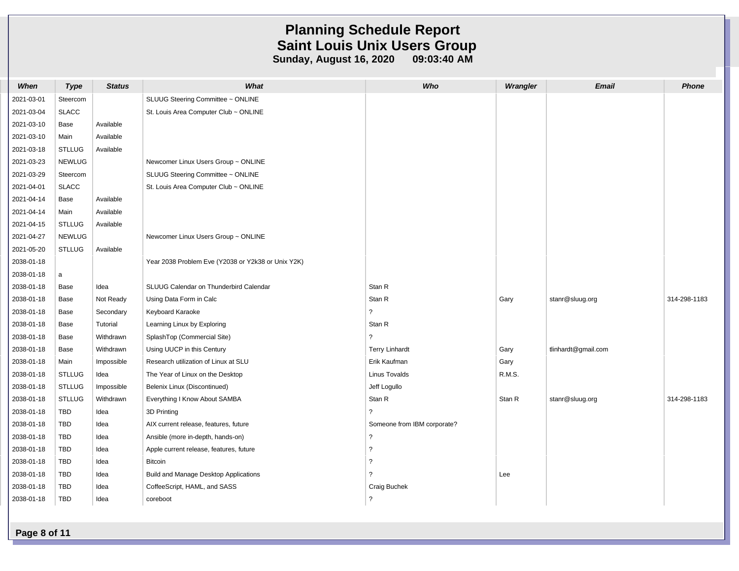# Planning Schedule Report
## Saint Louis Unix Users Group
### Sunday, August 16, 2020 09:03:40 AM

| When | Type | Status | What | Who | Wrangler | Email | Phone |
|---|---|---|---|---|---|---|---|
| 2021-03-01 | Steercom | | SLUUG Steering Committee ~ ONLINE | | | | |
| 2021-03-04 | SLACC | | St. Louis Area Computer Club ~ ONLINE | | | | |
| 2021-03-10 | Base | Available | | | | | |
| 2021-03-10 | Main | Available | | | | | |
| 2021-03-18 | STLLUG | Available | | | | | |
| 2021-03-23 | NEWLUG | | Newcomer Linux Users Group ~ ONLINE | | | | |
| 2021-03-29 | Steercom | | SLUUG Steering Committee ~ ONLINE | | | | |
| 2021-04-01 | SLACC | | St. Louis Area Computer Club ~ ONLINE | | | | |
| 2021-04-14 | Base | Available | | | | | |
| 2021-04-14 | Main | Available | | | | | |
| 2021-04-15 | STLLUG | Available | | | | | |
| 2021-04-27 | NEWLUG | | Newcomer Linux Users Group ~ ONLINE | | | | |
| 2021-05-20 | STLLUG | Available | | | | | |
| 2038-01-18 | | | Year 2038 Problem Eve (Y2038 or Y2k38 or Unix Y2K) | | | | |
| 2038-01-18 | a | | | | | | |
| 2038-01-18 | Base | Idea | SLUUG Calendar on Thunderbird Calendar | Stan R | | | |
| 2038-01-18 | Base | Not Ready | Using Data Form in Calc | Stan R | Gary | stanr@sluug.org | 314-298-1183 |
| 2038-01-18 | Base | Secondary | Keyboard Karaoke | ? | | | |
| 2038-01-18 | Base | Tutorial | Learning Linux by Exploring | Stan R | | | |
| 2038-01-18 | Base | Withdrawn | SplashTop (Commercial Site) | ? | | | |
| 2038-01-18 | Base | Withdrawn | Using UUCP in this Century | Terry Linhardt | Gary | tlinhardt@gmail.com | |
| 2038-01-18 | Main | Impossible | Research utilization of Linux at SLU | Erik Kaufman | Gary | | |
| 2038-01-18 | STLLUG | Idea | The Year of Linux on the Desktop | Linus Tovalds | R.M.S. | | |
| 2038-01-18 | STLLUG | Impossible | Belenix Linux (Discontinued) | Jeff Logullo | | | |
| 2038-01-18 | STLLUG | Withdrawn | Everything I Know About SAMBA | Stan R | Stan R | stanr@sluug.org | 314-298-1183 |
| 2038-01-18 | TBD | Idea | 3D Printing | ? | | | |
| 2038-01-18 | TBD | Idea | AIX current release, features, future | Someone from IBM corporate? | | | |
| 2038-01-18 | TBD | Idea | Ansible (more in-depth, hands-on) | ? | | | |
| 2038-01-18 | TBD | Idea | Apple current release, features, future | ? | | | |
| 2038-01-18 | TBD | Idea | Bitcoin | ? | | | |
| 2038-01-18 | TBD | Idea | Build and Manage Desktop Applications | ? | Lee | | |
| 2038-01-18 | TBD | Idea | CoffeeScript, HAML, and SASS | Craig Buchek | | | |
| 2038-01-18 | TBD | Idea | coreboot | ? | | | |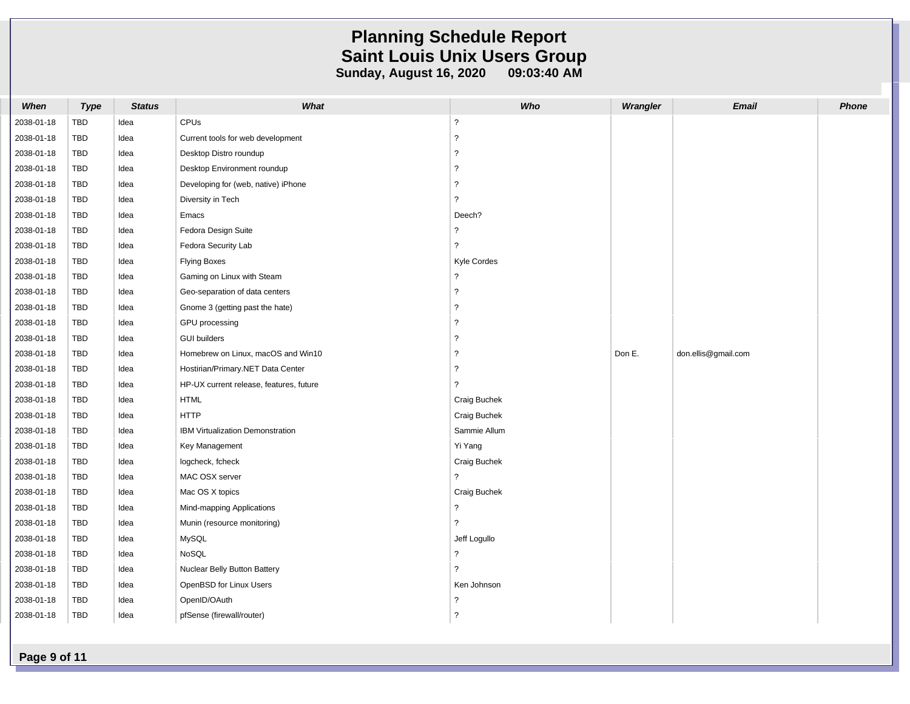# Planning Schedule Report
## Saint Louis Unix Users Group
**Sunday, August 16, 2020 09:03:40 AM**

| When | Type | Status | What | Who | Wrangler | Email | Phone |
|---|---|---|---|---|---|---|---|
| 2038-01-18 | TBD | Idea | CPUs | ? | | | |
| 2038-01-18 | TBD | Idea | Current tools for web development | ? | | | |
| 2038-01-18 | TBD | Idea | Desktop Distro roundup | ? | | | |
| 2038-01-18 | TBD | Idea | Desktop Environment roundup | ? | | | |
| 2038-01-18 | TBD | Idea | Developing for (web, native) iPhone | ? | | | |
| 2038-01-18 | TBD | Idea | Diversity in Tech | ? | | | |
| 2038-01-18 | TBD | Idea | Emacs | Deech? | | | |
| 2038-01-18 | TBD | Idea | Fedora Design Suite | ? | | | |
| 2038-01-18 | TBD | Idea | Fedora Security Lab | ? | | | |
| 2038-01-18 | TBD | Idea | Flying Boxes | Kyle Cordes | | | |
| 2038-01-18 | TBD | Idea | Gaming on Linux with Steam | ? | | | |
| 2038-01-18 | TBD | Idea | Geo-separation of data centers | ? | | | |
| 2038-01-18 | TBD | Idea | Gnome 3 (getting past the hate) | ? | | | |
| 2038-01-18 | TBD | Idea | GPU processing | ? | | | |
| 2038-01-18 | TBD | Idea | GUI builders | ? | | | |
| 2038-01-18 | TBD | Idea | Homebrew on Linux, macOS and Win10 | ? | Don E. | don.ellis@gmail.com | |
| 2038-01-18 | TBD | Idea | Hostirian/Primary.NET Data Center | ? | | | |
| 2038-01-18 | TBD | Idea | HP-UX current release, features, future | ? | | | |
| 2038-01-18 | TBD | Idea | HTML | Craig Buchek | | | |
| 2038-01-18 | TBD | Idea | HTTP | Craig Buchek | | | |
| 2038-01-18 | TBD | Idea | IBM Virtualization Demonstration | Sammie Allum | | | |
| 2038-01-18 | TBD | Idea | Key Management | Yi Yang | | | |
| 2038-01-18 | TBD | Idea | logcheck, fcheck | Craig Buchek | | | |
| 2038-01-18 | TBD | Idea | MAC OSX server | ? | | | |
| 2038-01-18 | TBD | Idea | Mac OS X topics | Craig Buchek | | | |
| 2038-01-18 | TBD | Idea | Mind-mapping Applications | ? | | | |
| 2038-01-18 | TBD | Idea | Munin (resource monitoring) | ? | | | |
| 2038-01-18 | TBD | Idea | MySQL | Jeff Logullo | | | |
| 2038-01-18 | TBD | Idea | NoSQL | ? | | | |
| 2038-01-18 | TBD | Idea | Nuclear Belly Button Battery | ? | | | |
| 2038-01-18 | TBD | Idea | OpenBSD for Linux Users | Ken Johnson | | | |
| 2038-01-18 | TBD | Idea | OpenID/OAuth | ? | | | |
| 2038-01-18 | TBD | Idea | pfSense (firewall/router) | ? | | | |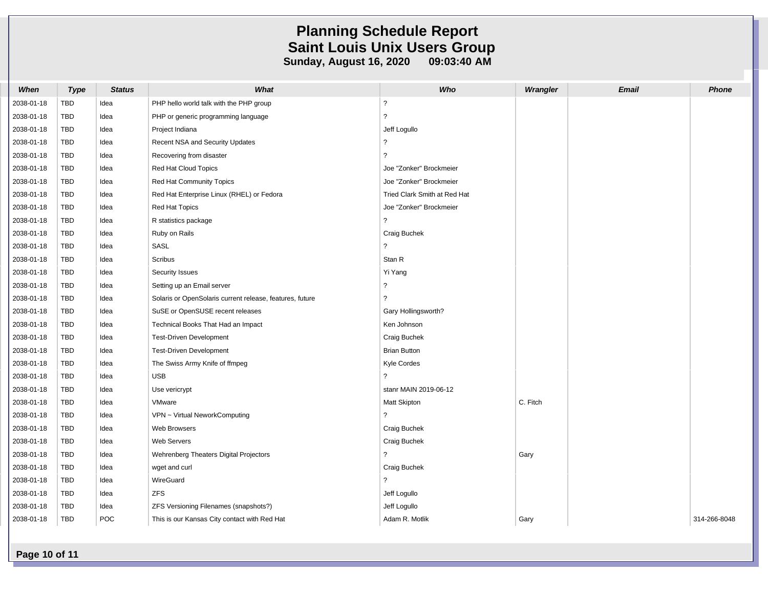# Planning Schedule Report
## Saint Louis Unix Users Group
**Sunday, August 16, 2020 09:03:40 AM**

| When | Type | Status | What | Who | Wrangler | Email | Phone |
|---|---|---|---|---|---|---|---|
| 2038-01-18 | TBD | Idea | PHP hello world talk with the PHP group | ? | | | |
| 2038-01-18 | TBD | Idea | PHP or generic programming language | ? | | | |
| 2038-01-18 | TBD | Idea | Project Indiana | Jeff Logullo | | | |
| 2038-01-18 | TBD | Idea | Recent NSA and Security Updates | ? | | | |
| 2038-01-18 | TBD | Idea | Recovering from disaster | ? | | | |
| 2038-01-18 | TBD | Idea | Red Hat Cloud Topics | Joe "Zonker" Brockmeier | | | |
| 2038-01-18 | TBD | Idea | Red Hat Community Topics | Joe "Zonker" Brockmeier | | | |
| 2038-01-18 | TBD | Idea | Red Hat Enterprise Linux (RHEL) or Fedora | Tried Clark Smith at Red Hat | | | |
| 2038-01-18 | TBD | Idea | Red Hat Topics | Joe "Zonker" Brockmeier | | | |
| 2038-01-18 | TBD | Idea | R statistics package | ? | | | |
| 2038-01-18 | TBD | Idea | Ruby on Rails | Craig Buchek | | | |
| 2038-01-18 | TBD | Idea | SASL | ? | | | |
| 2038-01-18 | TBD | Idea | Scribus | Stan R | | | |
| 2038-01-18 | TBD | Idea | Security Issues | Yi Yang | | | |
| 2038-01-18 | TBD | Idea | Setting up an Email server | ? | | | |
| 2038-01-18 | TBD | Idea | Solaris or OpenSolaris current release, features, future | ? | | | |
| 2038-01-18 | TBD | Idea | SuSE or OpenSUSE recent releases | Gary Hollingsworth? | | | |
| 2038-01-18 | TBD | Idea | Technical Books That Had an Impact | Ken Johnson | | | |
| 2038-01-18 | TBD | Idea | Test-Driven Development | Craig Buchek | | | |
| 2038-01-18 | TBD | Idea | Test-Driven Development | Brian Button | | | |
| 2038-01-18 | TBD | Idea | The Swiss Army Knife of ffmpeg | Kyle Cordes | | | |
| 2038-01-18 | TBD | Idea | USB | ? | | | |
| 2038-01-18 | TBD | Idea | Use vericrypt | stanr MAIN 2019-06-12 | | | |
| 2038-01-18 | TBD | Idea | VMware | Matt Skipton | C. Fitch | | |
| 2038-01-18 | TBD | Idea | VPN ~ Virtual NeworkComputing | ? | | | |
| 2038-01-18 | TBD | Idea | Web Browsers | Craig Buchek | | | |
| 2038-01-18 | TBD | Idea | Web Servers | Craig Buchek | | | |
| 2038-01-18 | TBD | Idea | Wehrenberg Theaters Digital Projectors | ? | Gary | | |
| 2038-01-18 | TBD | Idea | wget and curl | Craig Buchek | | | |
| 2038-01-18 | TBD | Idea | WireGuard | ? | | | |
| 2038-01-18 | TBD | Idea | ZFS | Jeff Logullo | | | |
| 2038-01-18 | TBD | Idea | ZFS Versioning Filenames (snapshots?) | Jeff Logullo | | | |
| 2038-01-18 | TBD | POC | This is our Kansas City contact with Red Hat | Adam R. Motlik | Gary | | 314-266-8048 |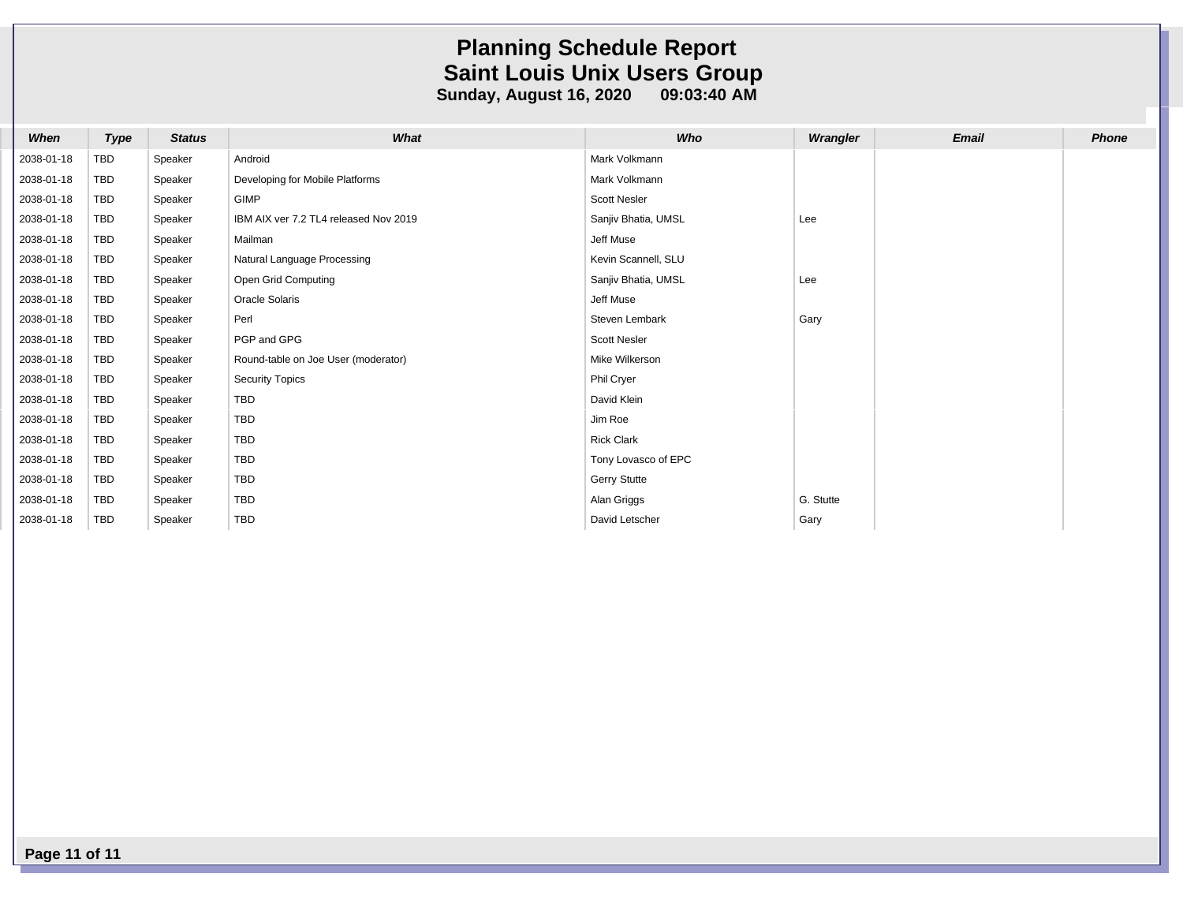# Planning Schedule Report
## Saint Louis Unix Users Group
**Sunday, August 16, 2020 09:03:40 AM**

| When | Type | Status | What | Who | Wrangler | Email | Phone |
|---|---|---|---|---|---|---|---|
| 2038-01-18 | TBD | Speaker | Android | Mark Volkmann | | | |
| 2038-01-18 | TBD | Speaker | Developing for Mobile Platforms | Mark Volkmann | | | |
| 2038-01-18 | TBD | Speaker | GIMP | Scott Nesler | | | |
| 2038-01-18 | TBD | Speaker | IBM AIX ver 7.2 TL4 released Nov 2019 | Sanjiv Bhatia, UMSL | Lee | | |
| 2038-01-18 | TBD | Speaker | Mailman | Jeff Muse | | | |
| 2038-01-18 | TBD | Speaker | Natural Language Processing | Kevin Scannell, SLU | | | |
| 2038-01-18 | TBD | Speaker | Open Grid Computing | Sanjiv Bhatia, UMSL | Lee | | |
| 2038-01-18 | TBD | Speaker | Oracle Solaris | Jeff Muse | | | |
| 2038-01-18 | TBD | Speaker | Perl | Steven Lembark | Gary | | |
| 2038-01-18 | TBD | Speaker | PGP and GPG | Scott Nesler | | | |
| 2038-01-18 | TBD | Speaker | Round-table on Joe User (moderator) | Mike Wilkerson | | | |
| 2038-01-18 | TBD | Speaker | Security Topics | Phil Cryer | | | |
| 2038-01-18 | TBD | Speaker | TBD | David Klein | | | |
| 2038-01-18 | TBD | Speaker | TBD | Jim Roe | | | |
| 2038-01-18 | TBD | Speaker | TBD | Rick Clark | | | |
| 2038-01-18 | TBD | Speaker | TBD | Tony Lovasco of EPC | | | |
| 2038-01-18 | TBD | Speaker | TBD | Gerry Stutte | | | |
| 2038-01-18 | TBD | Speaker | TBD | Alan Griggs | G. Stutte | | |
| 2038-01-18 | TBD | Speaker | TBD | David Letscher | Gary | | |